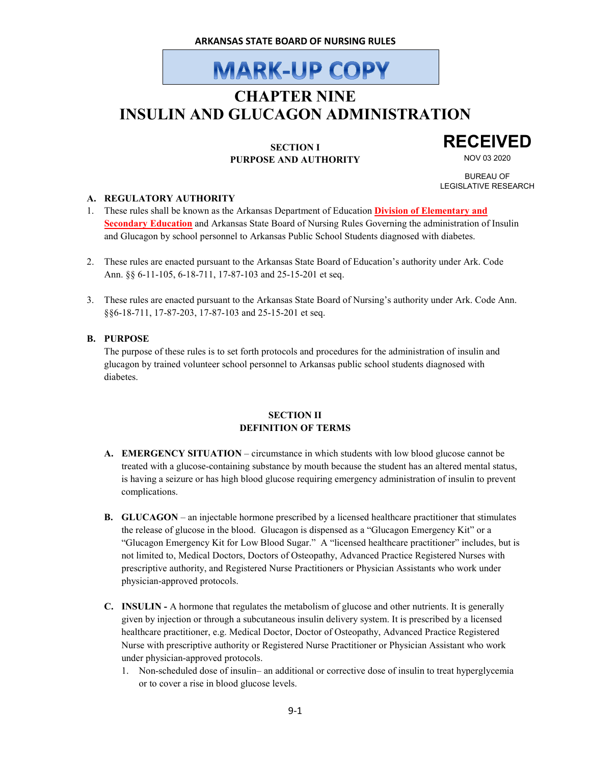ARKANSAS STATE BOARD OF NURSING RULES

MARK-UP COPY

# CHAPTER NINE
# INSULIN AND GLUCAGON ADMINISTRATION

RECEIVED
NOV 03 2020
BUREAU OF LEGISLATIVE RESEARCH

## SECTION I
## PURPOSE AND AUTHORITY

**A. REGULATORY AUTHORITY**

1. These rules shall be known as the Arkansas Department of Education **Division of Elementary and Secondary Education** and Arkansas State Board of Nursing Rules Governing the administration of Insulin and Glucagon by school personnel to Arkansas Public School Students diagnosed with diabetes.

2. These rules are enacted pursuant to the Arkansas State Board of Education's authority under Ark. Code Ann. §§ 6-11-105, 6-18-711, 17-87-103 and 25-15-201 et seq.

3. These rules are enacted pursuant to the Arkansas State Board of Nursing's authority under Ark. Code Ann. §§6-18-711, 17-87-203, 17-87-103 and 25-15-201 et seq.

**B. PURPOSE**

The purpose of these rules is to set forth protocols and procedures for the administration of insulin and glucagon by trained volunteer school personnel to Arkansas public school students diagnosed with diabetes.

## SECTION II
## DEFINITION OF TERMS

**A. EMERGENCY SITUATION** – circumstance in which students with low blood glucose cannot be treated with a glucose-containing substance by mouth because the student has an altered mental status, is having a seizure or has high blood glucose requiring emergency administration of insulin to prevent complications.

**B. GLUCAGON** – an injectable hormone prescribed by a licensed healthcare practitioner that stimulates the release of glucose in the blood. Glucagon is dispensed as a "Glucagon Emergency Kit" or a "Glucagon Emergency Kit for Low Blood Sugar." A "licensed healthcare practitioner" includes, but is not limited to, Medical Doctors, Doctors of Osteopathy, Advanced Practice Registered Nurses with prescriptive authority, and Registered Nurse Practitioners or Physician Assistants who work under physician-approved protocols.

**C. INSULIN -** A hormone that regulates the metabolism of glucose and other nutrients. It is generally given by injection or through a subcutaneous insulin delivery system. It is prescribed by a licensed healthcare practitioner, e.g. Medical Doctor, Doctor of Osteopathy, Advanced Practice Registered Nurse with prescriptive authority or Registered Nurse Practitioner or Physician Assistant who work under physician-approved protocols.

1. Non-scheduled dose of insulin– an additional or corrective dose of insulin to treat hyperglycemia or to cover a rise in blood glucose levels.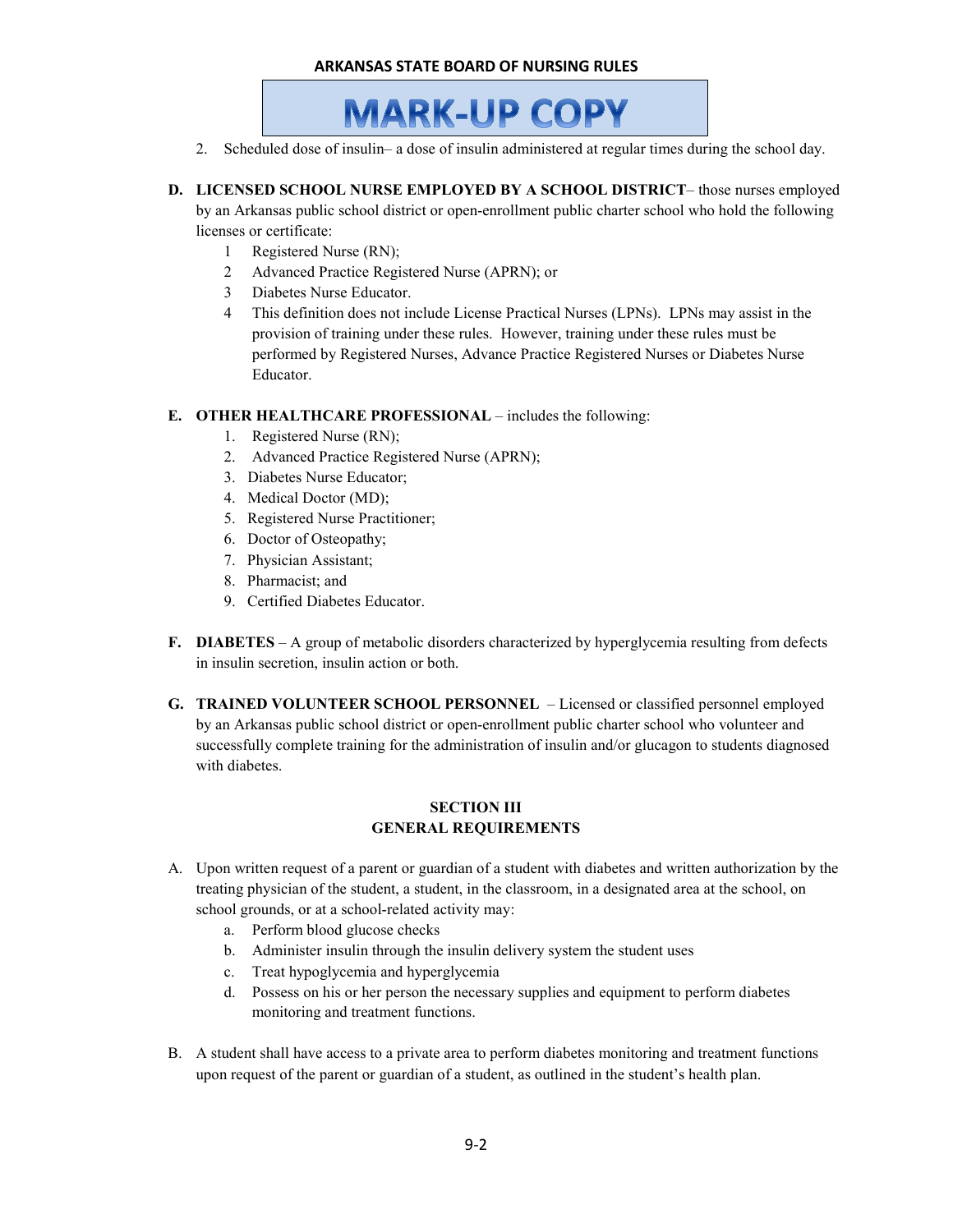2. Scheduled dose of insulin– a dose of insulin administered at regular times during the school day.

**D. LICENSED SCHOOL NURSE EMPLOYED BY A SCHOOL DISTRICT**– those nurses employed by an Arkansas public school district or open-enrollment public charter school who hold the following licenses or certificate:

1 Registered Nurse (RN);
2 Advanced Practice Registered Nurse (APRN); or
3 Diabetes Nurse Educator.
4 This definition does not include License Practical Nurses (LPNs). LPNs may assist in the provision of training under these rules. However, training under these rules must be performed by Registered Nurses, Advance Practice Registered Nurses or Diabetes Nurse Educator.

**E. OTHER HEALTHCARE PROFESSIONAL** – includes the following:

1. Registered Nurse (RN);
2. Advanced Practice Registered Nurse (APRN);
3. Diabetes Nurse Educator;
4. Medical Doctor (MD);
5. Registered Nurse Practitioner;
6. Doctor of Osteopathy;
7. Physician Assistant;
8. Pharmacist; and
9. Certified Diabetes Educator.

**F. DIABETES** – A group of metabolic disorders characterized by hyperglycemia resulting from defects in insulin secretion, insulin action or both.

**G. TRAINED VOLUNTEER SCHOOL PERSONNEL** – Licensed or classified personnel employed by an Arkansas public school district or open-enrollment public charter school who volunteer and successfully complete training for the administration of insulin and/or glucagon to students diagnosed with diabetes.

## SECTION III
## GENERAL REQUIREMENTS

A. Upon written request of a parent or guardian of a student with diabetes and written authorization by the treating physician of the student, a student, in the classroom, in a designated area at the school, on school grounds, or at a school-related activity may:

   a. Perform blood glucose checks
   b. Administer insulin through the insulin delivery system the student uses
   c. Treat hypoglycemia and hyperglycemia
   d. Possess on his or her person the necessary supplies and equipment to perform diabetes monitoring and treatment functions.

B. A student shall have access to a private area to perform diabetes monitoring and treatment functions upon request of the parent or guardian of a student, as outlined in the student's health plan.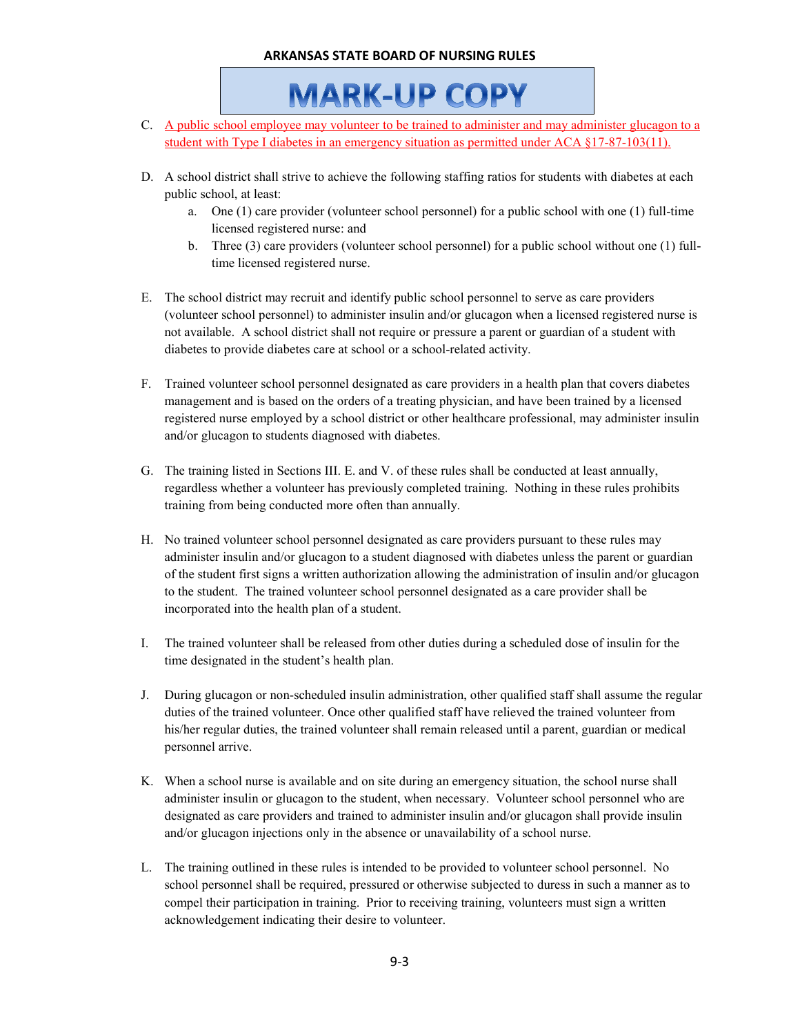MARK-UP COPY

C. A public school employee may volunteer to be trained to administer and may administer glucagon to a student with Type I diabetes in an emergency situation as permitted under ACA §17-87-103(11).

D. A school district shall strive to achieve the following staffing ratios for students with diabetes at each public school, at least:
   a. One (1) care provider (volunteer school personnel) for a public school with one (1) full-time licensed registered nurse: and
   b. Three (3) care providers (volunteer school personnel) for a public school without one (1) full-time licensed registered nurse.

E. The school district may recruit and identify public school personnel to serve as care providers (volunteer school personnel) to administer insulin and/or glucagon when a licensed registered nurse is not available. A school district shall not require or pressure a parent or guardian of a student with diabetes to provide diabetes care at school or a school-related activity.

F. Trained volunteer school personnel designated as care providers in a health plan that covers diabetes management and is based on the orders of a treating physician, and have been trained by a licensed registered nurse employed by a school district or other healthcare professional, may administer insulin and/or glucagon to students diagnosed with diabetes.

G. The training listed in Sections III. E. and V. of these rules shall be conducted at least annually, regardless whether a volunteer has previously completed training. Nothing in these rules prohibits training from being conducted more often than annually.

H. No trained volunteer school personnel designated as care providers pursuant to these rules may administer insulin and/or glucagon to a student diagnosed with diabetes unless the parent or guardian of the student first signs a written authorization allowing the administration of insulin and/or glucagon to the student. The trained volunteer school personnel designated as a care provider shall be incorporated into the health plan of a student.

I. The trained volunteer shall be released from other duties during a scheduled dose of insulin for the time designated in the student's health plan.

J. During glucagon or non-scheduled insulin administration, other qualified staff shall assume the regular duties of the trained volunteer. Once other qualified staff have relieved the trained volunteer from his/her regular duties, the trained volunteer shall remain released until a parent, guardian or medical personnel arrive.

K. When a school nurse is available and on site during an emergency situation, the school nurse shall administer insulin or glucagon to the student, when necessary. Volunteer school personnel who are designated as care providers and trained to administer insulin and/or glucagon shall provide insulin and/or glucagon injections only in the absence or unavailability of a school nurse.

L. The training outlined in these rules is intended to be provided to volunteer school personnel. No school personnel shall be required, pressured or otherwise subjected to duress in such a manner as to compel their participation in training. Prior to receiving training, volunteers must sign a written acknowledgement indicating their desire to volunteer.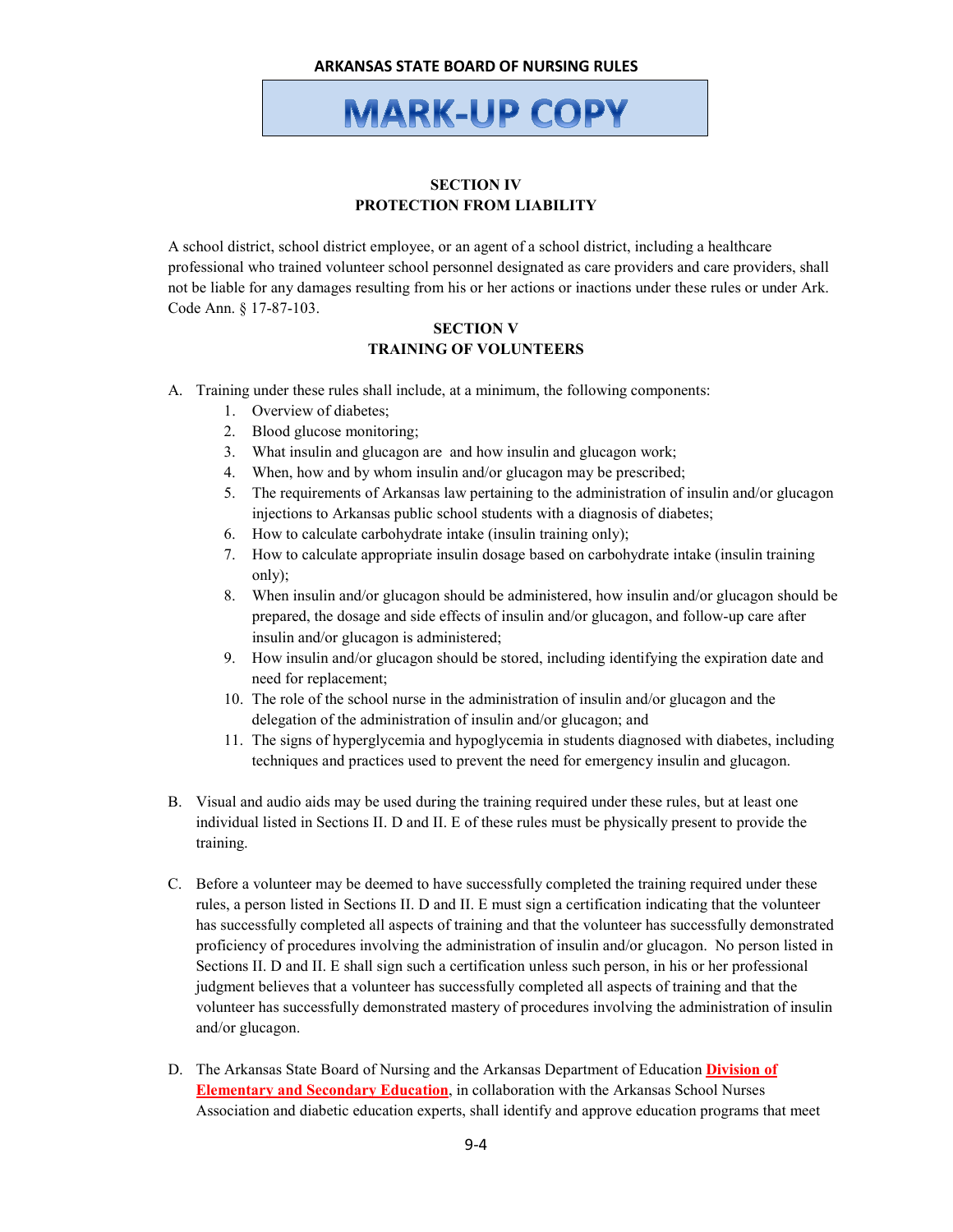**MARK-UP COPY**

## SECTION IV
## PROTECTION FROM LIABILITY

A school district, school district employee, or an agent of a school district, including a healthcare professional who trained volunteer school personnel designated as care providers and care providers, shall not be liable for any damages resulting from his or her actions or inactions under these rules or under Ark. Code Ann. § 17-87-103.

## SECTION V
## TRAINING OF VOLUNTEERS

A. Training under these rules shall include, at a minimum, the following components:
   1. Overview of diabetes;
   2. Blood glucose monitoring;
   3. What insulin and glucagon are and how insulin and glucagon work;
   4. When, how and by whom insulin and/or glucagon may be prescribed;
   5. The requirements of Arkansas law pertaining to the administration of insulin and/or glucagon injections to Arkansas public school students with a diagnosis of diabetes;
   6. How to calculate carbohydrate intake (insulin training only);
   7. How to calculate appropriate insulin dosage based on carbohydrate intake (insulin training only);
   8. When insulin and/or glucagon should be administered, how insulin and/or glucagon should be prepared, the dosage and side effects of insulin and/or glucagon, and follow-up care after insulin and/or glucagon is administered;
   9. How insulin and/or glucagon should be stored, including identifying the expiration date and need for replacement;
   10. The role of the school nurse in the administration of insulin and/or glucagon and the delegation of the administration of insulin and/or glucagon; and
   11. The signs of hyperglycemia and hypoglycemia in students diagnosed with diabetes, including techniques and practices used to prevent the need for emergency insulin and glucagon.

B. Visual and audio aids may be used during the training required under these rules, but at least one individual listed in Sections II. D and II. E of these rules must be physically present to provide the training.

C. Before a volunteer may be deemed to have successfully completed the training required under these rules, a person listed in Sections II. D and II. E must sign a certification indicating that the volunteer has successfully completed all aspects of training and that the volunteer has successfully demonstrated proficiency of procedures involving the administration of insulin and/or glucagon. No person listed in Sections II. D and II. E shall sign such a certification unless such person, in his or her professional judgment believes that a volunteer has successfully completed all aspects of training and that the volunteer has successfully demonstrated mastery of procedures involving the administration of insulin and/or glucagon.

D. The Arkansas State Board of Nursing and the Arkansas Department of Education **Division of Elementary and Secondary Education**, in collaboration with the Arkansas School Nurses Association and diabetic education experts, shall identify and approve education programs that meet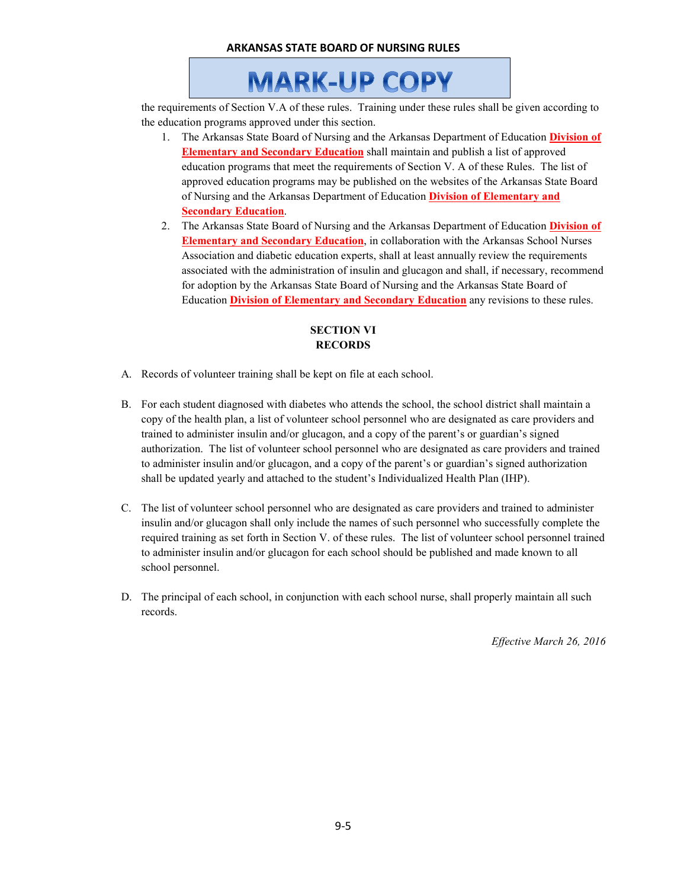the requirements of Section V.A of these rules. Training under these rules shall be given according to the education programs approved under this section.

1. The Arkansas State Board of Nursing and the Arkansas Department of Education **Division of Elementary and Secondary Education** shall maintain and publish a list of approved education programs that meet the requirements of Section V. A of these Rules. The list of approved education programs may be published on the websites of the Arkansas State Board of Nursing and the Arkansas Department of Education **Division of Elementary and Secondary Education**.
2. The Arkansas State Board of Nursing and the Arkansas Department of Education **Division of Elementary and Secondary Education**, in collaboration with the Arkansas School Nurses Association and diabetic education experts, shall at least annually review the requirements associated with the administration of insulin and glucagon and shall, if necessary, recommend for adoption by the Arkansas State Board of Nursing and the Arkansas State Board of Education **Division of Elementary and Secondary Education** any revisions to these rules.

## SECTION VI
## RECORDS

A. Records of volunteer training shall be kept on file at each school.

B. For each student diagnosed with diabetes who attends the school, the school district shall maintain a copy of the health plan, a list of volunteer school personnel who are designated as care providers and trained to administer insulin and/or glucagon, and a copy of the parent's or guardian's signed authorization. The list of volunteer school personnel who are designated as care providers and trained to administer insulin and/or glucagon, and a copy of the parent's or guardian's signed authorization shall be updated yearly and attached to the student's Individualized Health Plan (IHP).

C. The list of volunteer school personnel who are designated as care providers and trained to administer insulin and/or glucagon shall only include the names of such personnel who successfully complete the required training as set forth in Section V. of these rules. The list of volunteer school personnel trained to administer insulin and/or glucagon for each school should be published and made known to all school personnel.

D. The principal of each school, in conjunction with each school nurse, shall properly maintain all such records.

*Effective March 26, 2016*